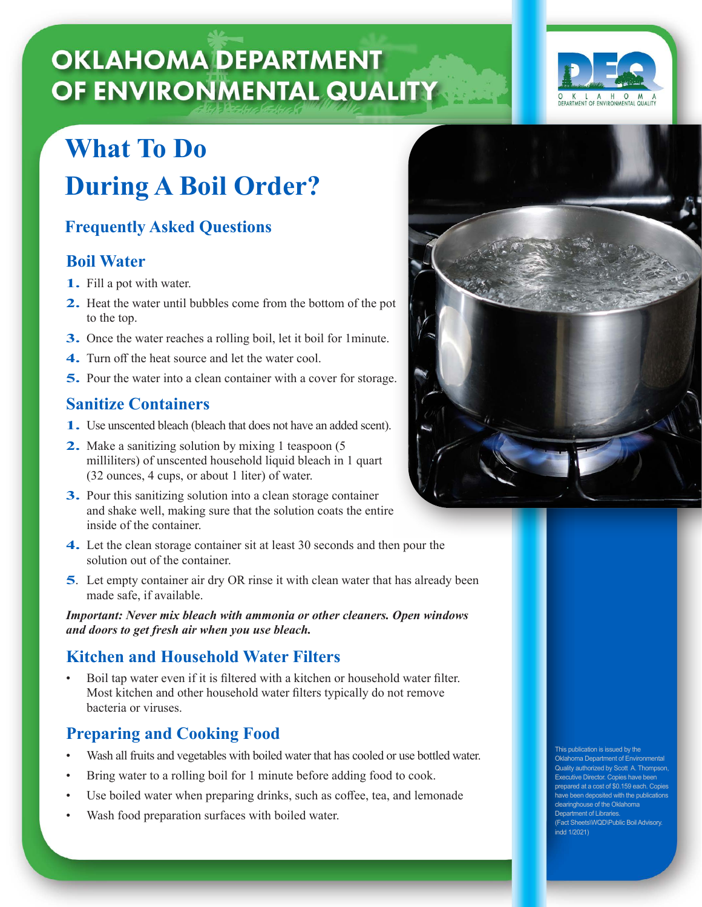# OKLAHOMA DEPARTMENT OF ENVIRONMENTAL QUALITY

# What To Do During A Boil Order?

## Frequently Asked Questions

### Boil Water

1. Fill a pot with water.
2. Heat the water until bubbles come from the bottom of the pot to the top.
3. Once the water reaches a rolling boil, let it boil for 1minute.
4. Turn off the heat source and let the water cool.
5. Pour the water into a clean container with a cover for storage.

### Sanitize Containers

1. Use unscented bleach (bleach that does not have an added scent).
2. Make a sanitizing solution by mixing 1 teaspoon (5 milliliters) of unscented household liquid bleach in 1 quart (32 ounces, 4 cups, or about 1 liter) of water.
3. Pour this sanitizing solution into a clean storage container and shake well, making sure that the solution coats the entire inside of the container.
4. Let the clean storage container sit at least 30 seconds and then pour the solution out of the container.
5. Let empty container air dry OR rinse it with clean water that has already been made safe, if available.

***Important: Never mix bleach with ammonia or other cleaners. Open windows and doors to get fresh air when you use bleach.***

### Kitchen and Household Water Filters

- Boil tap water even if it is filtered with a kitchen or household water filter. Most kitchen and other household water filters typically do not remove bacteria or viruses.

### Preparing and Cooking Food

- Wash all fruits and vegetables with boiled water that has cooled or use bottled water.
- Bring water to a rolling boil for 1 minute before adding food to cook.
- Use boiled water when preparing drinks, such as coffee, tea, and lemonade
- Wash food preparation surfaces with boiled water.

This publication is issued by the Oklahoma Department of Environmental Quality authorized by Scott A. Thompson, Executive Director. Copies have been prepared at a cost of $0.159 each. Copies have been deposited with the publications clearinghouse of the Oklahoma Department of Libraries. (Fact Sheets\WQD\Public Boil Advisory.indd 1/2021)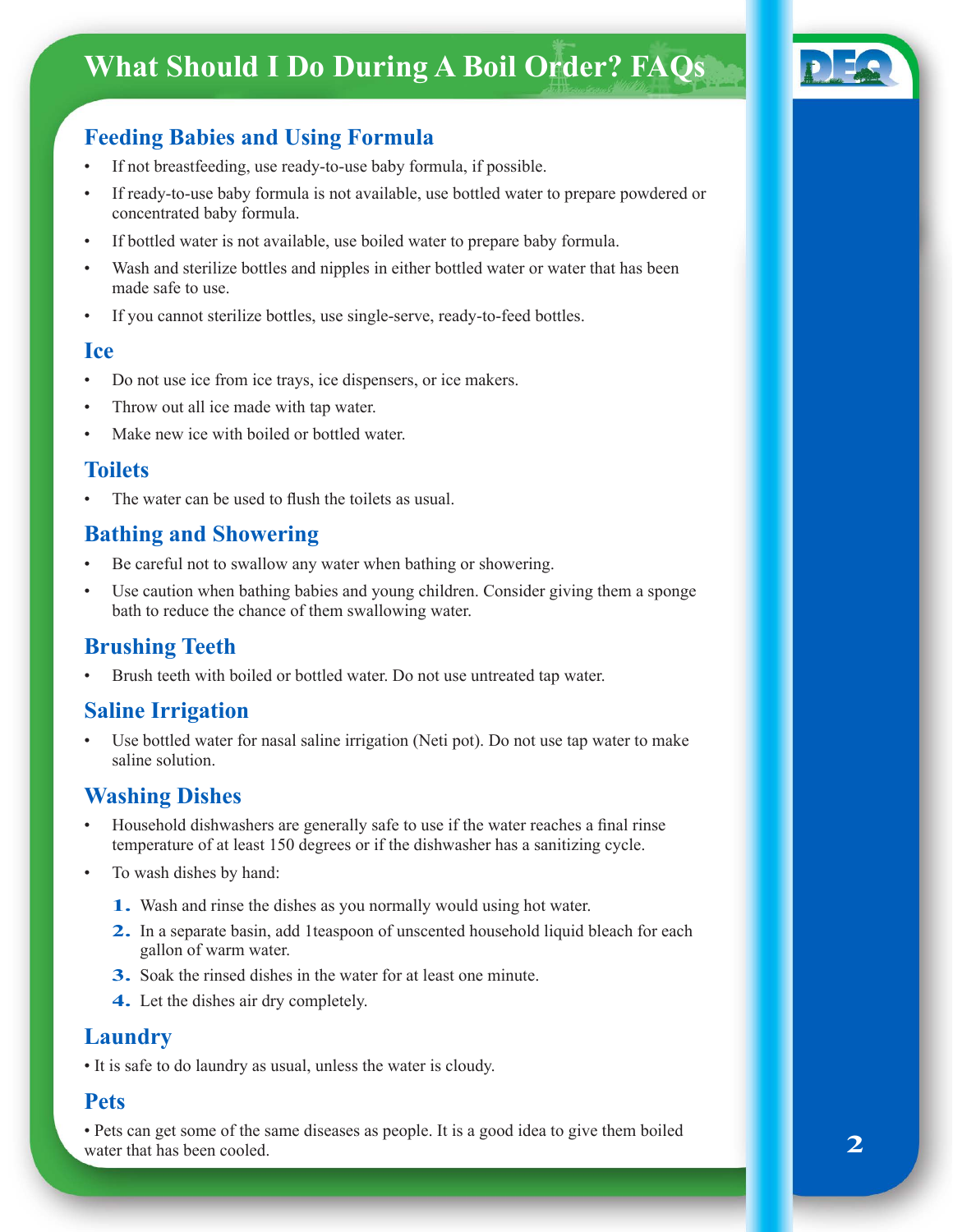# What Should I Do During A Boil Order? FAQs

## Feeding Babies and Using Formula

- If not breastfeeding, use ready-to-use baby formula, if possible.
- If ready-to-use baby formula is not available, use bottled water to prepare powdered or concentrated baby formula.
- If bottled water is not available, use boiled water to prepare baby formula.
- Wash and sterilize bottles and nipples in either bottled water or water that has been made safe to use.
- If you cannot sterilize bottles, use single-serve, ready-to-feed bottles.

## Ice

- Do not use ice from ice trays, ice dispensers, or ice makers.
- Throw out all ice made with tap water.
- Make new ice with boiled or bottled water.

## Toilets

- The water can be used to flush the toilets as usual.

## Bathing and Showering

- Be careful not to swallow any water when bathing or showering.
- Use caution when bathing babies and young children. Consider giving them a sponge bath to reduce the chance of them swallowing water.

## Brushing Teeth

- Brush teeth with boiled or bottled water. Do not use untreated tap water.

## Saline Irrigation

- Use bottled water for nasal saline irrigation (Neti pot). Do not use tap water to make saline solution.

## Washing Dishes

- Household dishwashers are generally safe to use if the water reaches a final rinse temperature of at least 150 degrees or if the dishwasher has a sanitizing cycle.
- To wash dishes by hand:
  1. Wash and rinse the dishes as you normally would using hot water.
  2. In a separate basin, add 1teaspoon of unscented household liquid bleach for each gallon of warm water.
  3. Soak the rinsed dishes in the water for at least one minute.
  4. Let the dishes air dry completely.

## Laundry

- It is safe to do laundry as usual, unless the water is cloudy.

## Pets

- Pets can get some of the same diseases as people. It is a good idea to give them boiled water that has been cooled.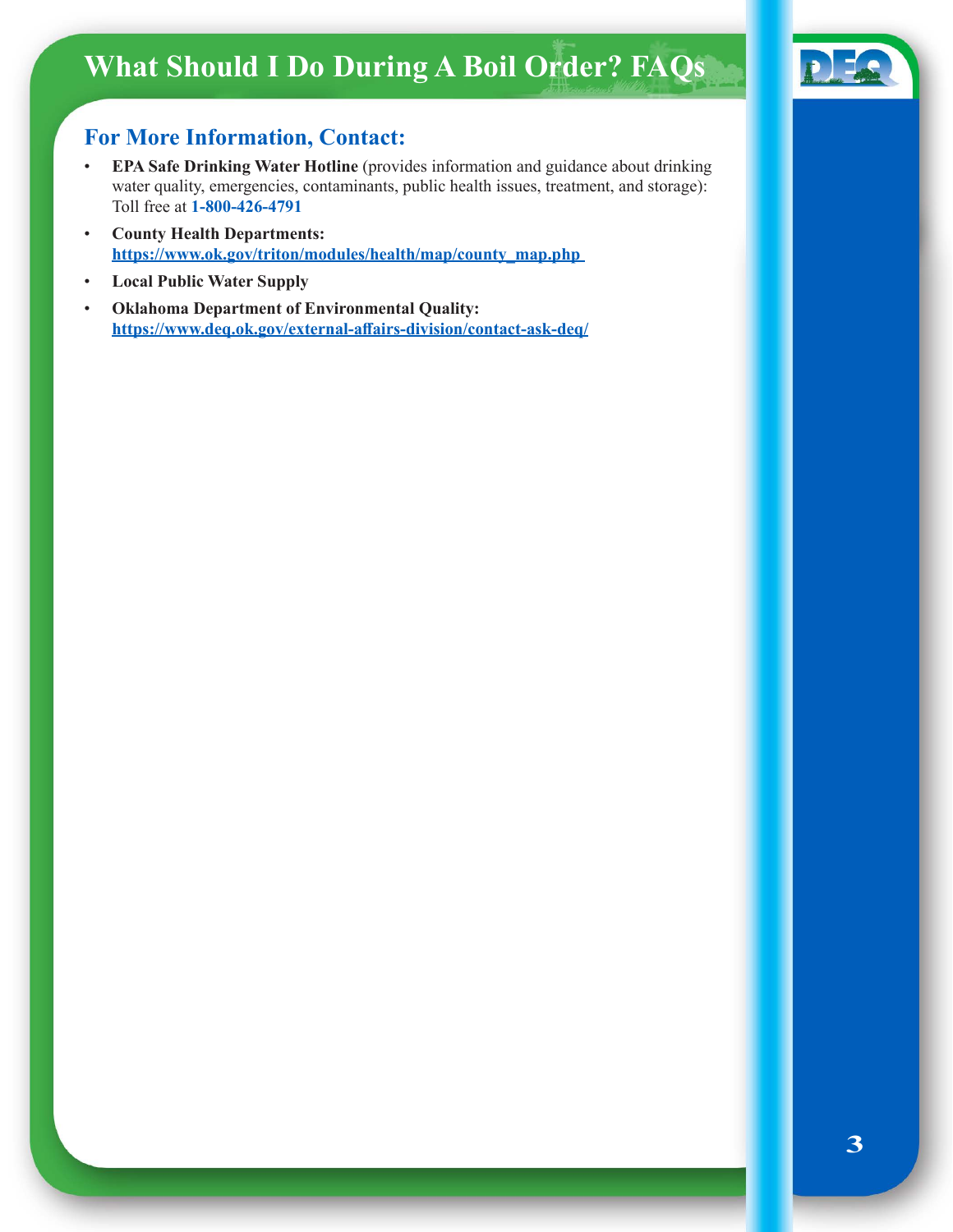# What Should I Do During A Boil Order? FAQs

## For More Information, Contact:

- **EPA Safe Drinking Water Hotline** (provides information and guidance about drinking water quality, emergencies, contaminants, public health issues, treatment, and storage): Toll free at **1-800-426-4791**
- **County Health Departments:** **https://www.ok.gov/triton/modules/health/map/county_map.php**
- **Local Public Water Supply**
- **Oklahoma Department of Environmental Quality:** **https://www.deq.ok.gov/external-affairs-division/contact-ask-deq/**